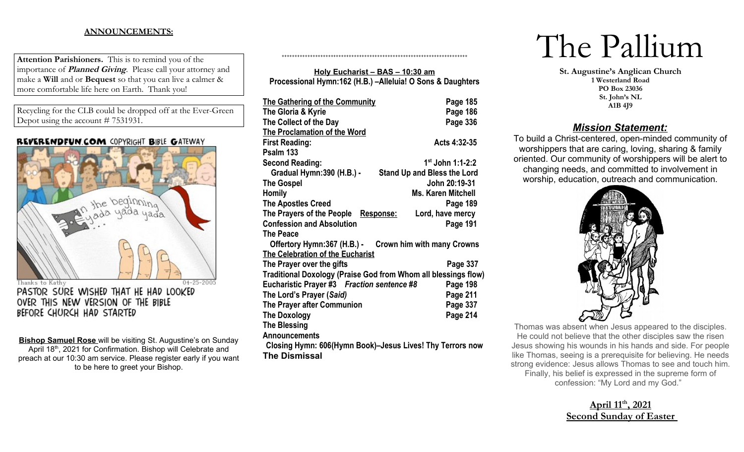## ANNOUNCEMENTS:

**Attention Parishioners.** This is to remind you of the importance of ***Planned Giving***. Please call your attorney and make a **Will** and or **Bequest** so that you can live a calmer & more comfortable life here on Earth. Thank you!

Recycling for the CLB could be dropped off at the Ever-Green Depot using the account # 7531931.

REVERENDFUN.COM COPYRIGHT BIBLE GATEWAY

In the beginning yada yada yada...

Thanks to Kathy 04-25-2005

PASTOR SURE WISHED THAT HE HAD LOOKED OVER THIS NEW VERSION OF THE BIBLE BEFORE CHURCH HAD STARTED

**Bishop Samuel Rose** will be visiting St. Augustine's on Sunday April 18th, 2021 for Confirmation. Bishop will Celebrate and preach at our 10:30 am service. Please register early if you want to be here to greet your Bishop.

++++++++++++++++++++++++++++++++++++++++++++++++++++++++++++++++++++++++

**Holy Eucharist – BAS – 10:30 am**

**Processional Hymn:162 (H.B.) –Alleluia! O Sons & Daughters**

| | |
|---|---|
| **The Gathering of the Community** | **Page 185** |
| **The Gloria & Kyrie** | **Page 186** |
| **The Collect of the Day** | **Page 336** |
| **The Proclamation of the Word** | |
| **First Reading:** | **Acts 4:32-35** |
| **Psalm 133** | |
| **Second Reading:** | **1st John 1:1-2:2** |
| **Gradual Hymn:390 (H.B.) -** | **Stand Up and Bless the Lord** |
| **The Gospel** | **John 20:19-31** |
| **Homily** | **Ms. Karen Mitchell** |
| **The Apostles Creed** | **Page 189** |
| **The Prayers of the People Response:** | **Lord, have mercy** |
| **Confession and Absolution** | **Page 191** |
| **The Peace** | |
| **Offertory Hymn:367 (H.B.) -** | **Crown him with many Crowns** |
| **The Celebration of the Eucharist** | |
| **The Prayer over the gifts** | **Page 337** |
| **Traditional Doxology (Praise God from Whom all blessings flow)** | |
| **Eucharistic Prayer #3** ***Fraction sentence #8*** | **Page 198** |
| **The Lord's Prayer (*Said*)** | **Page 211** |
| **The Prayer after Communion** | **Page 337** |
| **The Doxology** | **Page 214** |
| **The Blessing** | |
| **Announcements** | |

**Closing Hymn: 606(Hymn Book)–Jesus Lives! Thy Terrors now**

**The Dismissal**

# The Pallium

**St. Augustine's Anglican Church**
**1 Westerland Road**
**PO Box 23036**
**St. John's NL**
**A1B 4J9**

## *Mission Statement:*

To build a Christ-centered, open-minded community of worshippers that are caring, loving, sharing & family oriented. Our community of worshippers will be alert to changing needs, and committed to involvement in worship, education, outreach and communication.

Thomas was absent when Jesus appeared to the disciples. He could not believe that the other disciples saw the risen Jesus showing his wounds in his hands and side. For people like Thomas, seeing is a prerequisite for believing. He needs strong evidence: Jesus allows Thomas to see and touch him. Finally, his belief is expressed in the supreme form of confession: "My Lord and my God."

**April 11th, 2021**
**Second Sunday of Easter**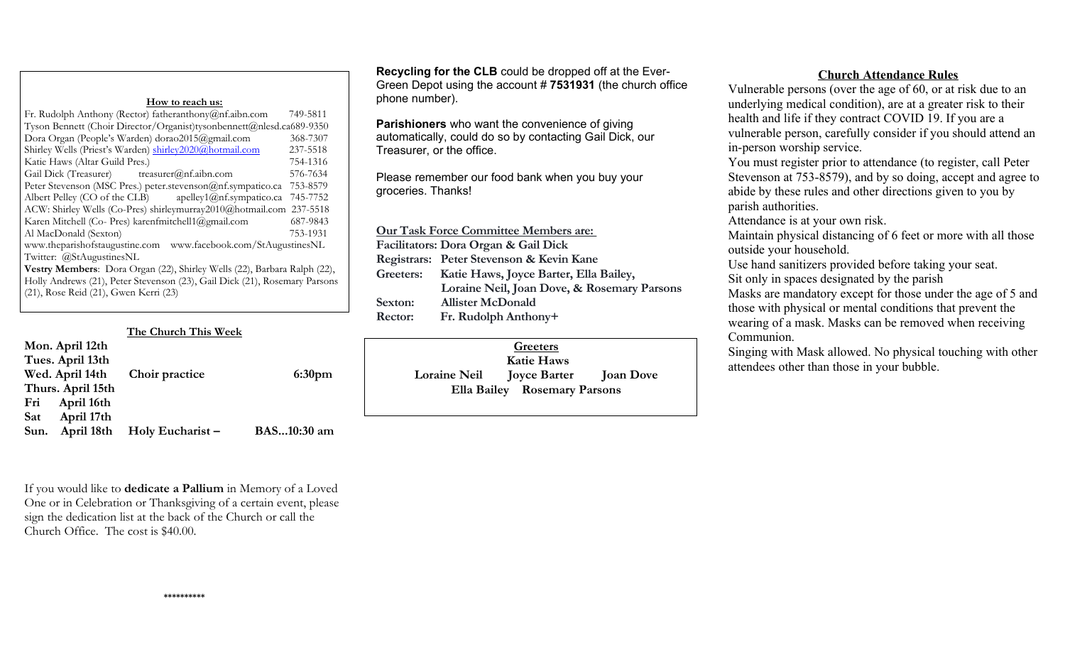## How to reach us:

| | | |
|---|---|---|
| Fr. Rudolph Anthony (Rector) | fatheranthony@nf.aibn.com | 749-5811 |
| Tyson Bennett (Choir Director/Organist) | tysonbennett@nlesd.ca | 689-9350 |
| Dora Organ (People's Warden) | dorao2015@gmail.com | 368-7307 |
| Shirley Wells (Priest's Warden) | shirley2020@hotmail.com | 237-5518 |
| Katie Haws (Altar Guild Pres.) | | 754-1316 |
| Gail Dick (Treasurer) | treasurer@nf.aibn.com | 576-7634 |
| Peter Stevenson (MSC Pres.) | peter.stevenson@nf.sympatico.ca | 753-8579 |
| Albert Pelley (CO of the CLB) | apelley1@nf.sympatico.ca | 745-7752 |
| ACW: Shirley Wells (Co-Pres) | shirleymurray2010@hotmail.com | 237-5518 |
| Karen Mitchell (Co- Pres) | karenfmitchell1@gmail.com | 687-9843 |
| Al MacDonald (Sexton) | | 753-1931 |

www.theparishofstaugustine.com www.facebook.com/StAugustinesNL

Twitter: @StAugustinesNL

**Vestry Members**: Dora Organ (22), Shirley Wells (22), Barbara Ralph (22), Holly Andrews (21), Peter Stevenson (23), Gail Dick (21), Rosemary Parsons (21), Rose Reid (21), Gwen Kerri (23)

## The Church This Week

| | | |
|---|---|---|
| **Mon. April 12th** | | |
| **Tues. April 13th** | | |
| **Wed. April 14th** | **Choir practice** | **6:30pm** |
| **Thurs. April 15th** | | |
| **Fri April 16th** | | |
| **Sat April 17th** | | |
| **Sun. April 18th** | **Holy Eucharist –** | **BAS...10:30 am** |

If you would like to **dedicate a Pallium** in Memory of a Loved One or in Celebration or Thanksgiving of a certain event, please sign the dedication list at the back of the Church or call the Church Office. The cost is $40.00.

*********

**Recycling for the CLB** could be dropped off at the Ever-Green Depot using the account # **7531931** (the church office phone number).

**Parishioners** who want the convenience of giving automatically, could do so by contacting Gail Dick, our Treasurer, or the office.

Please remember our food bank when you buy your groceries. Thanks!

**Our Task Force Committee Members are:**

**Facilitators: Dora Organ & Gail Dick**

**Registrars: Peter Stevenson & Kevin Kane**

**Greeters: Katie Haws, Joyce Barter, Ella Bailey, Loraine Neil, Joan Dove, & Rosemary Parsons**

**Sexton: Allister McDonald**

**Rector: Fr. Rudolph Anthony+**

**Greeters**

**Katie Haws**

**Loraine Neil Joyce Barter Joan Dove**

**Ella Bailey Rosemary Parsons**

## Church Attendance Rules

Vulnerable persons (over the age of 60, or at risk due to an underlying medical condition), are at a greater risk to their health and life if they contract COVID 19. If you are a vulnerable person, carefully consider if you should attend an in-person worship service.

You must register prior to attendance (to register, call Peter Stevenson at 753-8579), and by so doing, accept and agree to abide by these rules and other directions given to you by parish authorities.

Attendance is at your own risk.

Maintain physical distancing of 6 feet or more with all those outside your household.

Use hand sanitizers provided before taking your seat.

Sit only in spaces designated by the parish

Masks are mandatory except for those under the age of 5 and those with physical or mental conditions that prevent the wearing of a mask. Masks can be removed when receiving Communion.

Singing with Mask allowed. No physical touching with other attendees other than those in your bubble.